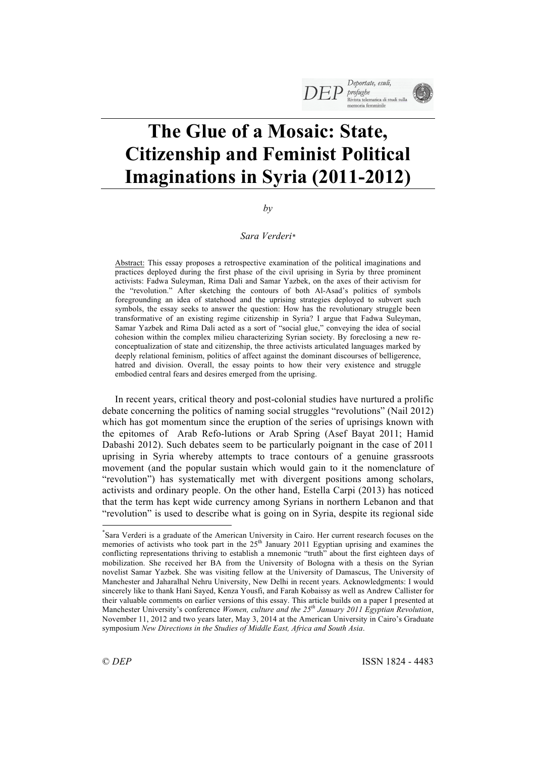# The Glue of a Mosaic: State, Citizenship and Feminist Political Imaginations in Syria (2011-2012)

*by*

*Sara Verderi*[*]

Abstract: This essay proposes a retrospective examination of the political imaginations and practices deployed during the first phase of the civil uprising in Syria by three prominent activists: Fadwa Suleyman, Rima Dali and Samar Yazbek, on the axes of their activism for the "revolution." After sketching the contours of both Al-Asad's politics of symbols foregrounding an idea of statehood and the uprising strategies deployed to subvert such symbols, the essay seeks to answer the question: How has the revolutionary struggle been transformative of an existing regime citizenship in Syria? I argue that Fadwa Suleyman, Samar Yazbek and Rima Dali acted as a sort of "social glue," conveying the idea of social cohesion within the complex milieu characterizing Syrian society. By foreclosing a new re-conceptualization of state and citizenship, the three activists articulated languages marked by deeply relational feminism, politics of affect against the dominant discourses of belligerence, hatred and division. Overall, the essay points to how their very existence and struggle embodied central fears and desires emerged from the uprising.

In recent years, critical theory and post-colonial studies have nurtured a prolific debate concerning the politics of naming social struggles "revolutions" (Nail 2012) which has got momentum since the eruption of the series of uprisings known with the epitomes of Arab Refo-lutions or Arab Spring (Asef Bayat 2011; Hamid Dabashi 2012). Such debates seem to be particularly poignant in the case of 2011 uprising in Syria whereby attempts to trace contours of a genuine grassroots movement (and the popular sustain which would gain to it the nomenclature of "revolution") has systematically met with divergent positions among scholars, activists and ordinary people. On the other hand, Estella Carpi (2013) has noticed that the term has kept wide currency among Syrians in northern Lebanon and that "revolution" is used to describe what is going on in Syria, despite its regional side

---

[*]Sara Verderi is a graduate of the American University in Cairo. Her current research focuses on the memories of activists who took part in the 25th January 2011 Egyptian uprising and examines the conflicting representations thriving to establish a mnemonic "truth" about the first eighteen days of mobilization. She received her BA from the University of Bologna with a thesis on the Syrian novelist Samar Yazbek. She was visiting fellow at the University of Damascus, The University of Manchester and Jaharalhal Nehru University, New Delhi in recent years. Acknowledgments: I would sincerely like to thank Hani Sayed, Kenza Yousfi, and Farah Kobaissy as well as Andrew Callister for their valuable comments on earlier versions of this essay. This article builds on a paper I presented at Manchester University's conference *Women, culture and the 25th January 2011 Egyptian Revolution*, November 11, 2012 and two years later, May 3, 2014 at the American University in Cairo's Graduate symposium *New Directions in the Studies of Middle East, Africa and South Asia*.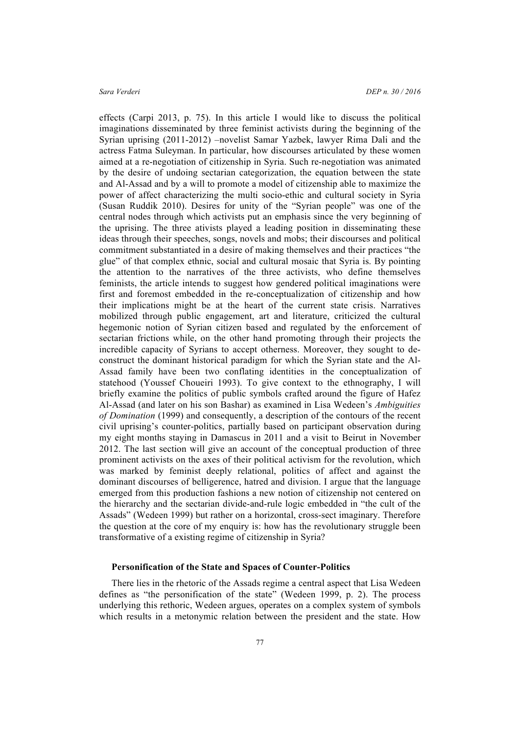effects (Carpi 2013, p. 75). In this article I would like to discuss the political imaginations disseminated by three feminist activists during the beginning of the Syrian uprising (2011-2012) –novelist Samar Yazbek, lawyer Rima Dali and the actress Fatma Suleyman. In particular, how discourses articulated by these women aimed at a re-negotiation of citizenship in Syria. Such re-negotiation was animated by the desire of undoing sectarian categorization, the equation between the state and Al-Assad and by a will to promote a model of citizenship able to maximize the power of affect characterizing the multi socio-ethic and cultural society in Syria (Susan Ruddik 2010). Desires for unity of the "Syrian people" was one of the central nodes through which activists put an emphasis since the very beginning of the uprising. The three ativists played a leading position in disseminating these ideas through their speeches, songs, novels and mobs; their discourses and political commitment substantiated in a desire of making themselves and their practices "the glue" of that complex ethnic, social and cultural mosaic that Syria is. By pointing the attention to the narratives of the three activists, who define themselves feminists, the article intends to suggest how gendered political imaginations were first and foremost embedded in the re-conceptualization of citizenship and how their implications might be at the heart of the current state crisis. Narratives mobilized through public engagement, art and literature, criticized the cultural hegemonic notion of Syrian citizen based and regulated by the enforcement of sectarian frictions while, on the other hand promoting through their projects the incredible capacity of Syrians to accept otherness. Moreover, they sought to de-construct the dominant historical paradigm for which the Syrian state and the Al-Assad family have been two conflating identities in the conceptualization of statehood (Youssef Choueiri 1993). To give context to the ethnography, I will briefly examine the politics of public symbols crafted around the figure of Hafez Al-Assad (and later on his son Bashar) as examined in Lisa Wedeen's *Ambiguities of Domination* (1999) and consequently, a description of the contours of the recent civil uprising's counter-politics, partially based on participant observation during my eight months staying in Damascus in 2011 and a visit to Beirut in November 2012. The last section will give an account of the conceptual production of three prominent activists on the axes of their political activism for the revolution, which was marked by feminist deeply relational, politics of affect and against the dominant discourses of belligerence, hatred and division. I argue that the language emerged from this production fashions a new notion of citizenship not centered on the hierarchy and the sectarian divide-and-rule logic embedded in "the cult of the Assads" (Wedeen 1999) but rather on a horizontal, cross-sect imaginary. Therefore the question at the core of my enquiry is: how has the revolutionary struggle been transformative of a existing regime of citizenship in Syria?

## Personification of the State and Spaces of Counter-Politics

There lies in the rhetoric of the Assads regime a central aspect that Lisa Wedeen defines as "the personification of the state" (Wedeen 1999, p. 2). The process underlying this rethoric, Wedeen argues, operates on a complex system of symbols which results in a metonymic relation between the president and the state. How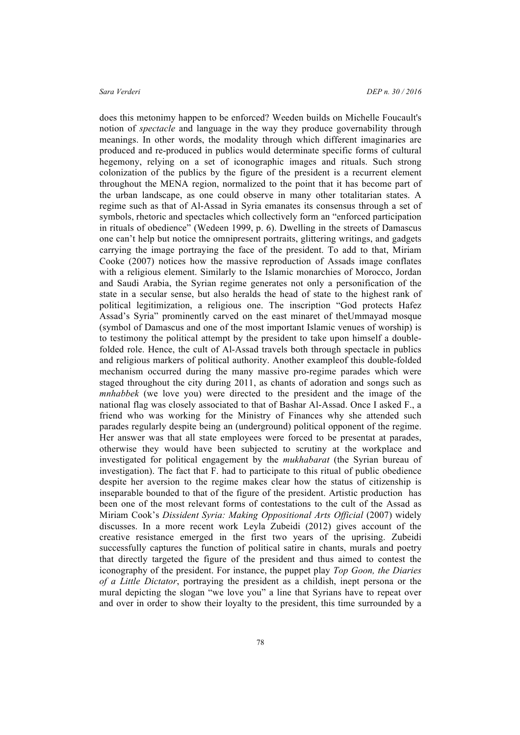does this metonimy happen to be enforced? Weeden builds on Michelle Foucault's notion of *spectacle* and language in the way they produce governability through meanings. In other words, the modality through which different imaginaries are produced and re-produced in publics would determinate specific forms of cultural hegemony, relying on a set of iconographic images and rituals. Such strong colonization of the publics by the figure of the president is a recurrent element throughout the MENA region, normalized to the point that it has become part of the urban landscape, as one could observe in many other totalitarian states. A regime such as that of Al-Assad in Syria emanates its consensus through a set of symbols, rhetoric and spectacles which collectively form an "enforced participation in rituals of obedience" (Wedeen 1999, p. 6). Dwelling in the streets of Damascus one can't help but notice the omnipresent portraits, glittering writings, and gadgets carrying the image portraying the face of the president. To add to that, Miriam Cooke (2007) notices how the massive reproduction of Assads image conflates with a religious element. Similarly to the Islamic monarchies of Morocco, Jordan and Saudi Arabia, the Syrian regime generates not only a personification of the state in a secular sense, but also heralds the head of state to the highest rank of political legitimization, a religious one. The inscription "God protects Hafez Assad's Syria" prominently carved on the east minaret of theUmmayad mosque (symbol of Damascus and one of the most important Islamic venues of worship) is to testimony the political attempt by the president to take upon himself a double-folded role. Hence, the cult of Al-Assad travels both through spectacle in publics and religious markers of political authority. Another exampleof this double-folded mechanism occurred during the many massive pro-regime parades which were staged throughout the city during 2011, as chants of adoration and songs such as *mnhabbek* (we love you) were directed to the president and the image of the national flag was closely associated to that of Bashar Al-Assad. Once I asked F., a friend who was working for the Ministry of Finances why she attended such parades regularly despite being an (underground) political opponent of the regime. Her answer was that all state employees were forced to be presentat at parades, otherwise they would have been subjected to scrutiny at the workplace and investigated for political engagement by the *mukhabarat* (the Syrian bureau of investigation). The fact that F. had to participate to this ritual of public obedience despite her aversion to the regime makes clear how the status of citizenship is inseparable bounded to that of the figure of the president. Artistic production has been one of the most relevant forms of contestations to the cult of the Assad as Miriam Cook's *Dissident Syria: Making Oppositional Arts Official* (2007) widely discusses. In a more recent work Leyla Zubeidi (2012) gives account of the creative resistance emerged in the first two years of the uprising. Zubeidi successfully captures the function of political satire in chants, murals and poetry that directly targeted the figure of the president and thus aimed to contest the iconography of the president. For instance, the puppet play *Top Goon, the Diaries of a Little Dictator*, portraying the president as a childish, inept persona or the mural depicting the slogan "we love you" a line that Syrians have to repeat over and over in order to show their loyalty to the president, this time surrounded by a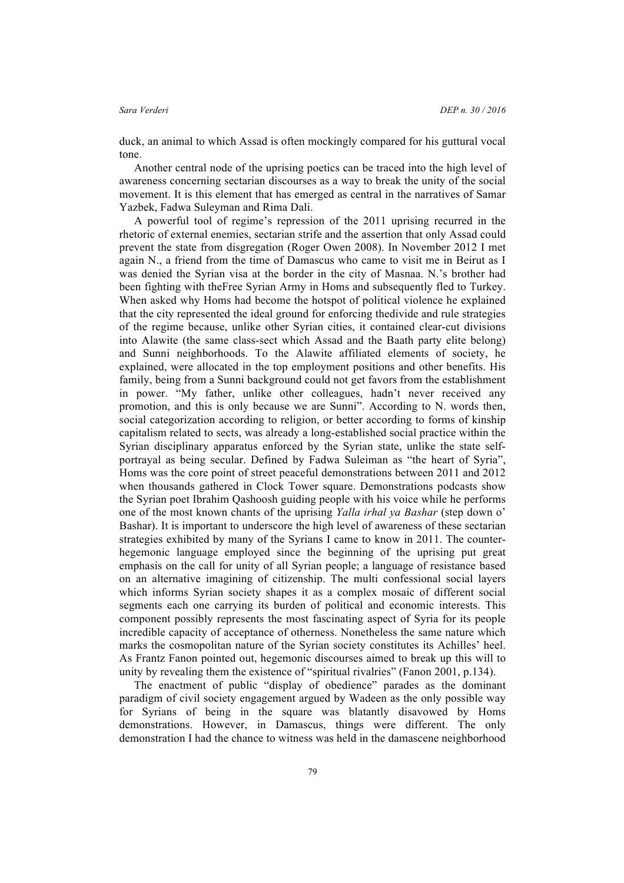duck, an animal to which Assad is often mockingly compared for his guttural vocal tone.

Another central node of the uprising poetics can be traced into the high level of awareness concerning sectarian discourses as a way to break the unity of the social movement. It is this element that has emerged as central in the narratives of Samar Yazbek, Fadwa Suleyman and Rima Dali.

A powerful tool of regime's repression of the 2011 uprising recurred in the rhetoric of external enemies, sectarian strife and the assertion that only Assad could prevent the state from disgregation (Roger Owen 2008). In November 2012 I met again N., a friend from the time of Damascus who came to visit me in Beirut as I was denied the Syrian visa at the border in the city of Masnaa. N.'s brother had been fighting with theFree Syrian Army in Homs and subsequently fled to Turkey. When asked why Homs had become the hotspot of political violence he explained that the city represented the ideal ground for enforcing thedivide and rule strategies of the regime because, unlike other Syrian cities, it contained clear-cut divisions into Alawite (the same class-sect which Assad and the Baath party elite belong) and Sunni neighborhoods. To the Alawite affiliated elements of society, he explained, were allocated in the top employment positions and other benefits. His family, being from a Sunni background could not get favors from the establishment in power. "My father, unlike other colleagues, hadn't never received any promotion, and this is only because we are Sunni". According to N. words then, social categorization according to religion, or better according to forms of kinship capitalism related to sects, was already a long-established social practice within the Syrian disciplinary apparatus enforced by the Syrian state, unlike the state self-portrayal as being secular. Defined by Fadwa Suleiman as "the heart of Syria", Homs was the core point of street peaceful demonstrations between 2011 and 2012 when thousands gathered in Clock Tower square. Demonstrations podcasts show the Syrian poet Ibrahim Qashoosh guiding people with his voice while he performs one of the most known chants of the uprising *Yalla irhal ya Bashar* (step down o' Bashar). It is important to underscore the high level of awareness of these sectarian strategies exhibited by many of the Syrians I came to know in 2011. The counter-hegemonic language employed since the beginning of the uprising put great emphasis on the call for unity of all Syrian people; a language of resistance based on an alternative imagining of citizenship. The multi confessional social layers which informs Syrian society shapes it as a complex mosaic of different social segments each one carrying its burden of political and economic interests. This component possibly represents the most fascinating aspect of Syria for its people incredible capacity of acceptance of otherness. Nonetheless the same nature which marks the cosmopolitan nature of the Syrian society constitutes its Achilles' heel. As Frantz Fanon pointed out, hegemonic discourses aimed to break up this will to unity by revealing them the existence of "spiritual rivalries" (Fanon 2001, p.134).

The enactment of public "display of obedience" parades as the dominant paradigm of civil society engagement argued by Wadeen as the only possible way for Syrians of being in the square was blatantly disavowed by Homs demonstrations. However, in Damascus, things were different. The only demonstration I had the chance to witness was held in the damascene neighborhood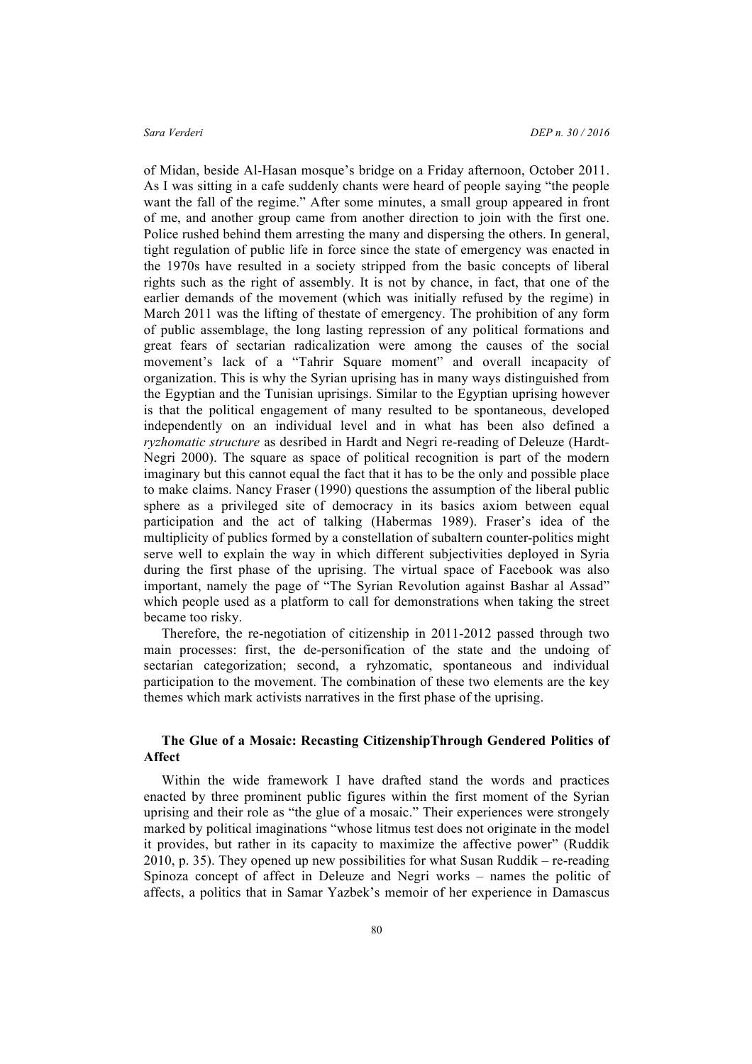of Midan, beside Al-Hasan mosque's bridge on a Friday afternoon, October 2011. As I was sitting in a cafe suddenly chants were heard of people saying "the people want the fall of the regime." After some minutes, a small group appeared in front of me, and another group came from another direction to join with the first one. Police rushed behind them arresting the many and dispersing the others. In general, tight regulation of public life in force since the state of emergency was enacted in the 1970s have resulted in a society stripped from the basic concepts of liberal rights such as the right of assembly. It is not by chance, in fact, that one of the earlier demands of the movement (which was initially refused by the regime) in March 2011 was the lifting of thestate of emergency. The prohibition of any form of public assemblage, the long lasting repression of any political formations and great fears of sectarian radicalization were among the causes of the social movement's lack of a "Tahrir Square moment" and overall incapacity of organization. This is why the Syrian uprising has in many ways distinguished from the Egyptian and the Tunisian uprisings. Similar to the Egyptian uprising however is that the political engagement of many resulted to be spontaneous, developed independently on an individual level and in what has been also defined a *ryzhomatic structure* as desribed in Hardt and Negri re-reading of Deleuze (Hardt-Negri 2000). The square as space of political recognition is part of the modern imaginary but this cannot equal the fact that it has to be the only and possible place to make claims. Nancy Fraser (1990) questions the assumption of the liberal public sphere as a privileged site of democracy in its basics axiom between equal participation and the act of talking (Habermas 1989). Fraser's idea of the multiplicity of publics formed by a constellation of subaltern counter-politics might serve well to explain the way in which different subjectivities deployed in Syria during the first phase of the uprising. The virtual space of Facebook was also important, namely the page of "The Syrian Revolution against Bashar al Assad" which people used as a platform to call for demonstrations when taking the street became too risky.

Therefore, the re-negotiation of citizenship in 2011-2012 passed through two main processes: first, the de-personification of the state and the undoing of sectarian categorization; second, a ryhzomatic, spontaneous and individual participation to the movement. The combination of these two elements are the key themes which mark activists narratives in the first phase of the uprising.

## The Glue of a Mosaic: Recasting CitizenshipThrough Gendered Politics of Affect

Within the wide framework I have drafted stand the words and practices enacted by three prominent public figures within the first moment of the Syrian uprising and their role as "the glue of a mosaic." Their experiences were strongely marked by political imaginations "whose litmus test does not originate in the model it provides, but rather in its capacity to maximize the affective power" (Ruddik 2010, p. 35). They opened up new possibilities for what Susan Ruddik – re-reading Spinoza concept of affect in Deleuze and Negri works – names the politic of affects, a politics that in Samar Yazbek's memoir of her experience in Damascus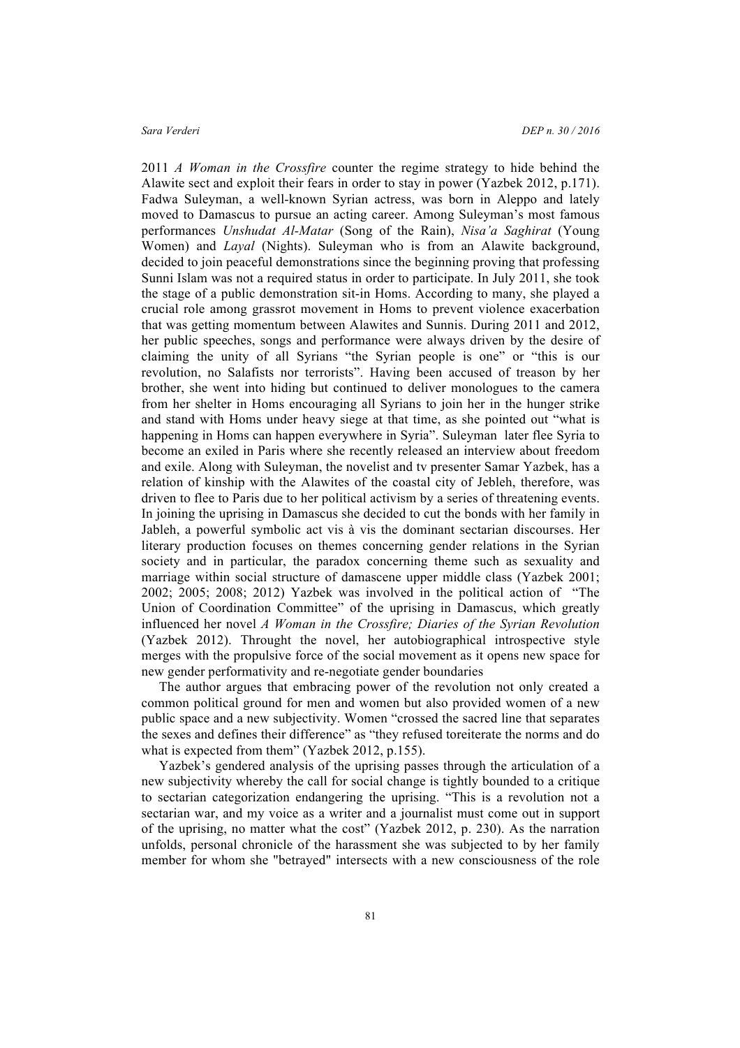2011 *A Woman in the Crossfire* counter the regime strategy to hide behind the Alawite sect and exploit their fears in order to stay in power (Yazbek 2012, p.171). Fadwa Suleyman, a well-known Syrian actress, was born in Aleppo and lately moved to Damascus to pursue an acting career. Among Suleyman's most famous performances *Unshudat Al-Matar* (Song of the Rain), *Nisa'a Saghirat* (Young Women) and *Layal* (Nights). Suleyman who is from an Alawite background, decided to join peaceful demonstrations since the beginning proving that professing Sunni Islam was not a required status in order to participate. In July 2011, she took the stage of a public demonstration sit-in Homs. According to many, she played a crucial role among grassrot movement in Homs to prevent violence exacerbation that was getting momentum between Alawites and Sunnis. During 2011 and 2012, her public speeches, songs and performance were always driven by the desire of claiming the unity of all Syrians "the Syrian people is one" or "this is our revolution, no Salafists nor terrorists". Having been accused of treason by her brother, she went into hiding but continued to deliver monologues to the camera from her shelter in Homs encouraging all Syrians to join her in the hunger strike and stand with Homs under heavy siege at that time, as she pointed out "what is happening in Homs can happen everywhere in Syria". Suleyman later flee Syria to become an exiled in Paris where she recently released an interview about freedom and exile. Along with Suleyman, the novelist and tv presenter Samar Yazbek, has a relation of kinship with the Alawites of the coastal city of Jebleh, therefore, was driven to flee to Paris due to her political activism by a series of threatening events. In joining the uprising in Damascus she decided to cut the bonds with her family in Jableh, a powerful symbolic act vis à vis the dominant sectarian discourses. Her literary production focuses on themes concerning gender relations in the Syrian society and in particular, the paradox concerning theme such as sexuality and marriage within social structure of damascene upper middle class (Yazbek 2001; 2002; 2005; 2008; 2012) Yazbek was involved in the political action of "The Union of Coordination Committee" of the uprising in Damascus, which greatly influenced her novel *A Woman in the Crossfire; Diaries of the Syrian Revolution* (Yazbek 2012). Throught the novel, her autobiographical introspective style merges with the propulsive force of the social movement as it opens new space for new gender performativity and re-negotiate gender boundaries

The author argues that embracing power of the revolution not only created a common political ground for men and women but also provided women of a new public space and a new subjectivity. Women "crossed the sacred line that separates the sexes and defines their difference" as "they refused toreiterate the norms and do what is expected from them" (Yazbek 2012, p.155).

Yazbek's gendered analysis of the uprising passes through the articulation of a new subjectivity whereby the call for social change is tightly bounded to a critique to sectarian categorization endangering the uprising. "This is a revolution not a sectarian war, and my voice as a writer and a journalist must come out in support of the uprising, no matter what the cost" (Yazbek 2012, p. 230). As the narration unfolds, personal chronicle of the harassment she was subjected to by her family member for whom she "betrayed" intersects with a new consciousness of the role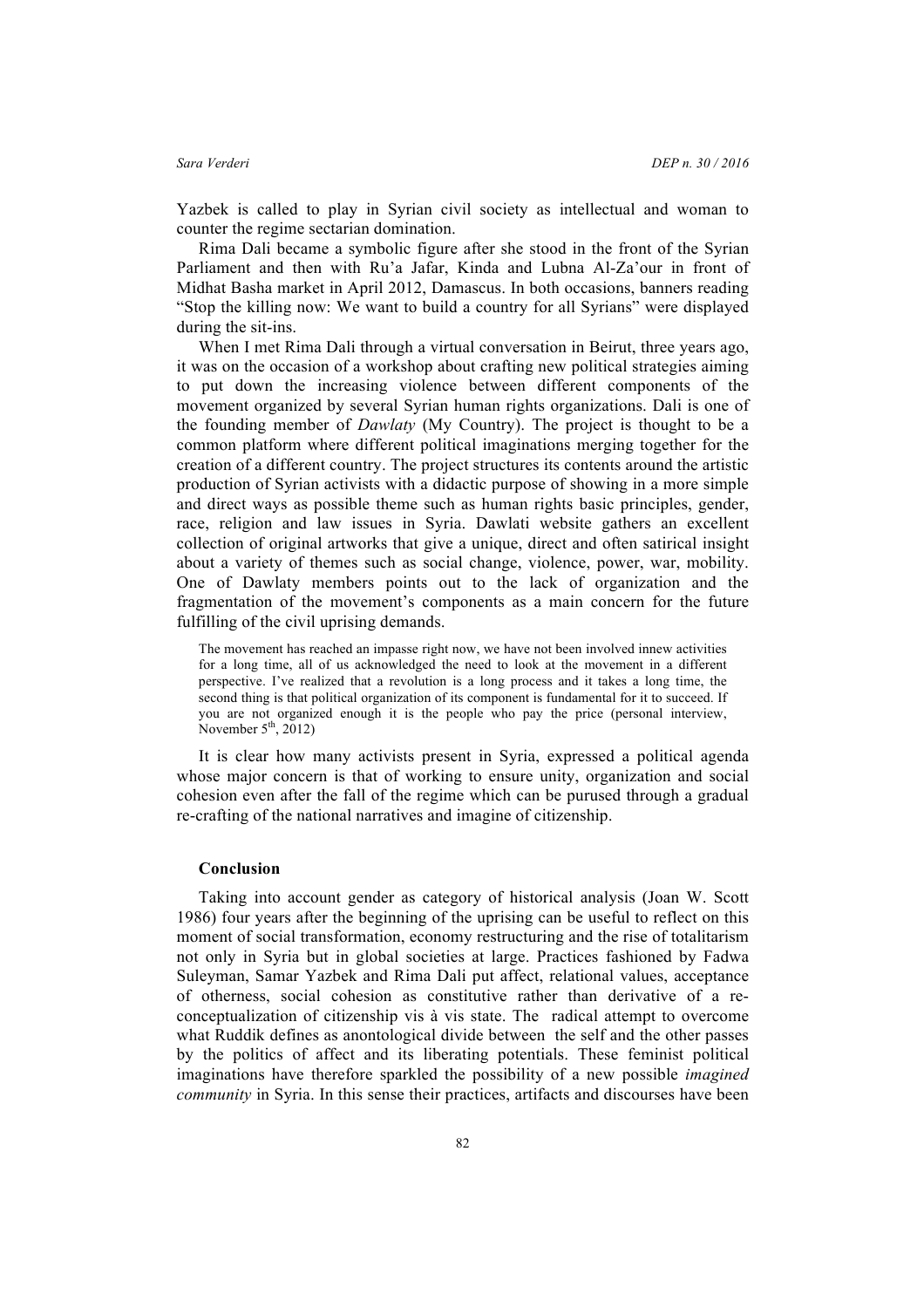Yazbek is called to play in Syrian civil society as intellectual and woman to counter the regime sectarian domination.

Rima Dali became a symbolic figure after she stood in the front of the Syrian Parliament and then with Ru'a Jafar, Kinda and Lubna Al-Za'our in front of Midhat Basha market in April 2012, Damascus. In both occasions, banners reading "Stop the killing now: We want to build a country for all Syrians" were displayed during the sit-ins.

When I met Rima Dali through a virtual conversation in Beirut, three years ago, it was on the occasion of a workshop about crafting new political strategies aiming to put down the increasing violence between different components of the movement organized by several Syrian human rights organizations. Dali is one of the founding member of *Dawlaty* (My Country). The project is thought to be a common platform where different political imaginations merging together for the creation of a different country. The project structures its contents around the artistic production of Syrian activists with a didactic purpose of showing in a more simple and direct ways as possible theme such as human rights basic principles, gender, race, religion and law issues in Syria. Dawlati website gathers an excellent collection of original artworks that give a unique, direct and often satirical insight about a variety of themes such as social change, violence, power, war, mobility. One of Dawlaty members points out to the lack of organization and the fragmentation of the movement's components as a main concern for the future fulfilling of the civil uprising demands.

> The movement has reached an impasse right now, we have not been involved innew activities for a long time, all of us acknowledged the need to look at the movement in a different perspective. I've realized that a revolution is a long process and it takes a long time, the second thing is that political organization of its component is fundamental for it to succeed. If you are not organized enough it is the people who pay the price (personal interview, November 5th, 2012)

It is clear how many activists present in Syria, expressed a political agenda whose major concern is that of working to ensure unity, organization and social cohesion even after the fall of the regime which can be purused through a gradual re-crafting of the national narratives and imagine of citizenship.

## Conclusion

Taking into account gender as category of historical analysis (Joan W. Scott 1986) four years after the beginning of the uprising can be useful to reflect on this moment of social transformation, economy restructuring and the rise of totalitarism not only in Syria but in global societies at large. Practices fashioned by Fadwa Suleyman, Samar Yazbek and Rima Dali put affect, relational values, acceptance of otherness, social cohesion as constitutive rather than derivative of a re-conceptualization of citizenship vis à vis state. The radical attempt to overcome what Ruddik defines as anontological divide between the self and the other passes by the politics of affect and its liberating potentials. These feminist political imaginations have therefore sparkled the possibility of a new possible *imagined community* in Syria. In this sense their practices, artifacts and discourses have been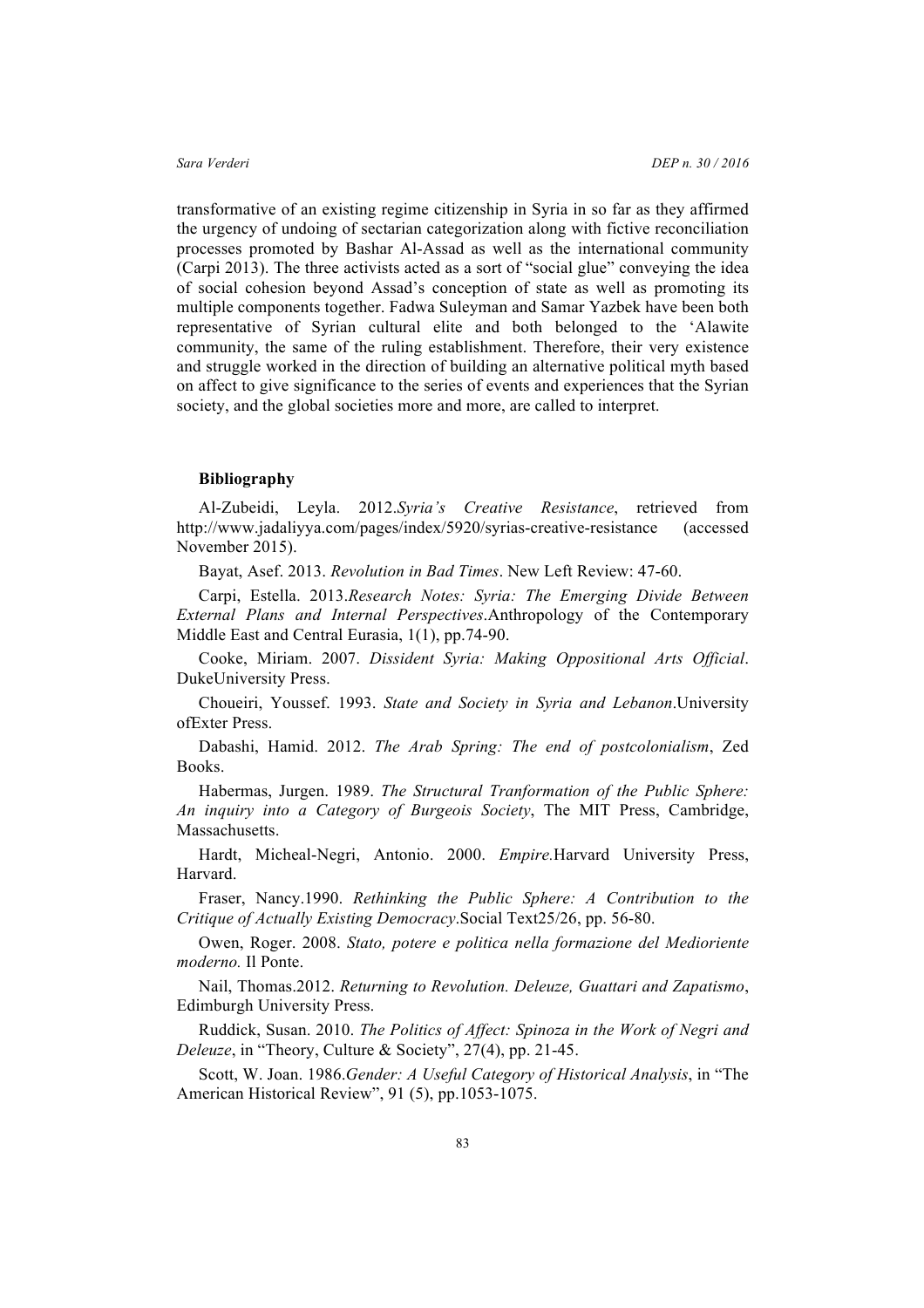transformative of an existing regime citizenship in Syria in so far as they affirmed the urgency of undoing of sectarian categorization along with fictive reconciliation processes promoted by Bashar Al-Assad as well as the international community (Carpi 2013). The three activists acted as a sort of "social glue" conveying the idea of social cohesion beyond Assad's conception of state as well as promoting its multiple components together. Fadwa Suleyman and Samar Yazbek have been both representative of Syrian cultural elite and both belonged to the 'Alawite community, the same of the ruling establishment. Therefore, their very existence and struggle worked in the direction of building an alternative political myth based on affect to give significance to the series of events and experiences that the Syrian society, and the global societies more and more, are called to interpret.

**Bibliography**

Al-Zubeidi, Leyla. 2012.*Syria's Creative Resistance*, retrieved from http://www.jadaliyya.com/pages/index/5920/syrias-creative-resistance (accessed November 2015).

Bayat, Asef. 2013. *Revolution in Bad Times*. New Left Review: 47-60.

Carpi, Estella. 2013.*Research Notes: Syria: The Emerging Divide Between External Plans and Internal Perspectives*.Anthropology of the Contemporary Middle East and Central Eurasia, 1(1), pp.74-90.

Cooke, Miriam. 2007. *Dissident Syria: Making Oppositional Arts Official*. DukeUniversity Press.

Choueiri, Youssef. 1993. *State and Society in Syria and Lebanon*.University ofExter Press.

Dabashi, Hamid. 2012. *The Arab Spring: The end of postcolonialism*, Zed Books.

Habermas, Jurgen. 1989. *The Structural Tranformation of the Public Sphere: An inquiry into a Category of Burgeois Society*, The MIT Press, Cambridge, Massachusetts.

Hardt, Micheal-Negri, Antonio. 2000. *Empire.*Harvard University Press, Harvard.

Fraser, Nancy.1990. *Rethinking the Public Sphere: A Contribution to the Critique of Actually Existing Democracy*.Social Text25/26, pp. 56-80.

Owen, Roger. 2008. *Stato, potere e politica nella formazione del Medioriente moderno.* Il Ponte.

Nail, Thomas.2012. *Returning to Revolution. Deleuze, Guattari and Zapatismo*, Edimburgh University Press.

Ruddick, Susan. 2010. *The Politics of Affect: Spinoza in the Work of Negri and Deleuze*, in "Theory, Culture & Society", 27(4), pp. 21-45.

Scott, W. Joan. 1986.*Gender: A Useful Category of Historical Analysis*, in "The American Historical Review", 91 (5), pp.1053-1075.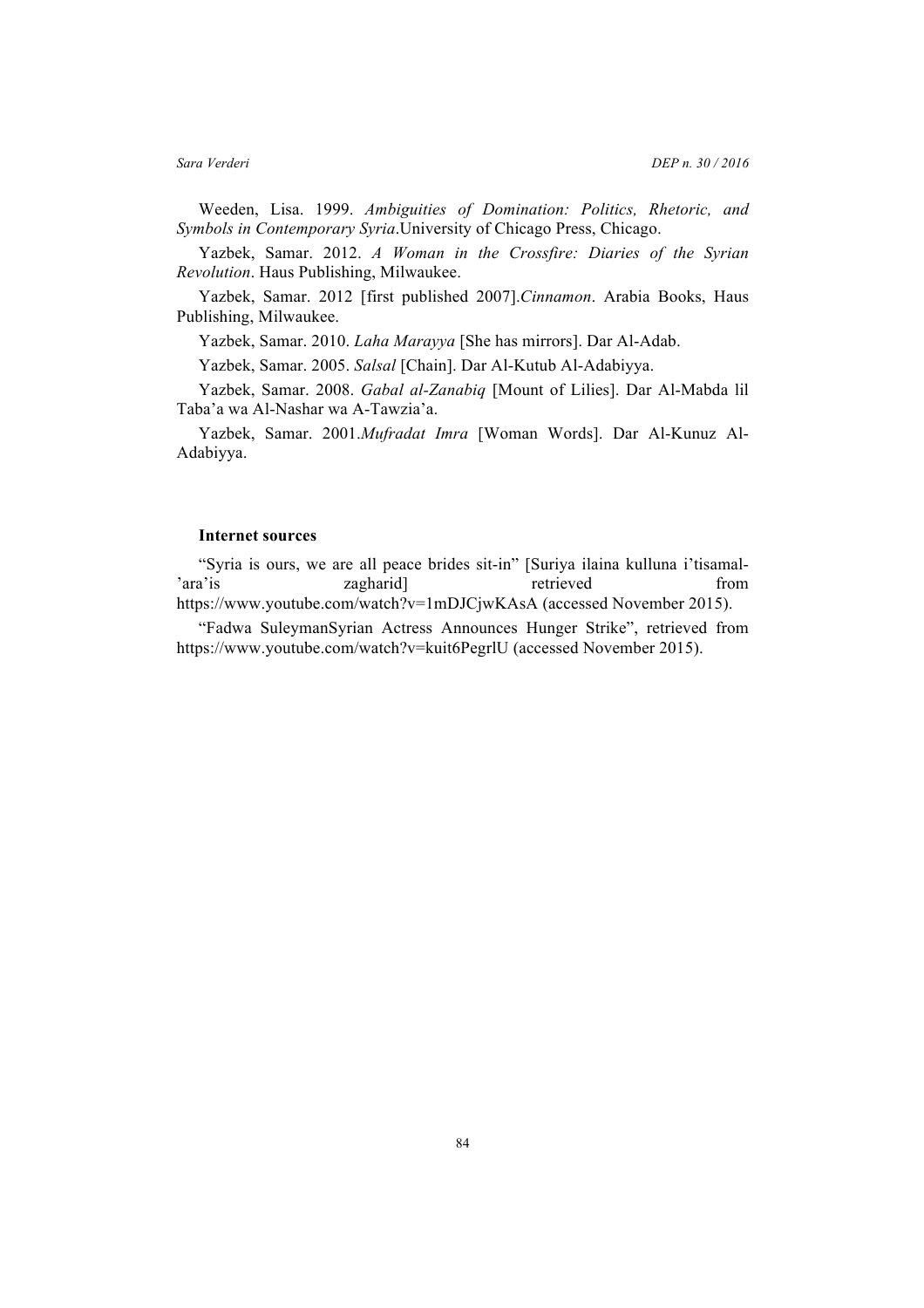Weeden, Lisa. 1999. *Ambiguities of Domination: Politics, Rhetoric, and Symbols in Contemporary Syria*.University of Chicago Press, Chicago.

Yazbek, Samar. 2012. *A Woman in the Crossfire: Diaries of the Syrian Revolution*. Haus Publishing, Milwaukee.

Yazbek, Samar. 2012 [first published 2007].*Cinnamon*. Arabia Books, Haus Publishing, Milwaukee.

Yazbek, Samar. 2010. *Laha Marayya* [She has mirrors]. Dar Al-Adab.

Yazbek, Samar. 2005. *Salsal* [Chain]. Dar Al-Kutub Al-Adabiyya.

Yazbek, Samar. 2008. *Gabal al-Zanabiq* [Mount of Lilies]. Dar Al-Mabda lil Taba'a wa Al-Nashar wa A-Tawzia'a.

Yazbek, Samar. 2001.*Mufradat Imra* [Woman Words]. Dar Al-Kunuz Al-Adabiyya.

**Internet sources**

"Syria is ours, we are all peace brides sit-in" [Suriya ilaina kulluna i'tisamal-'ara'is zagharid] retrieved from https://www.youtube.com/watch?v=1mDJCjwKAsA (accessed November 2015).

"Fadwa SuleymanSyrian Actress Announces Hunger Strike", retrieved from https://www.youtube.com/watch?v=kuit6PegrlU (accessed November 2015).